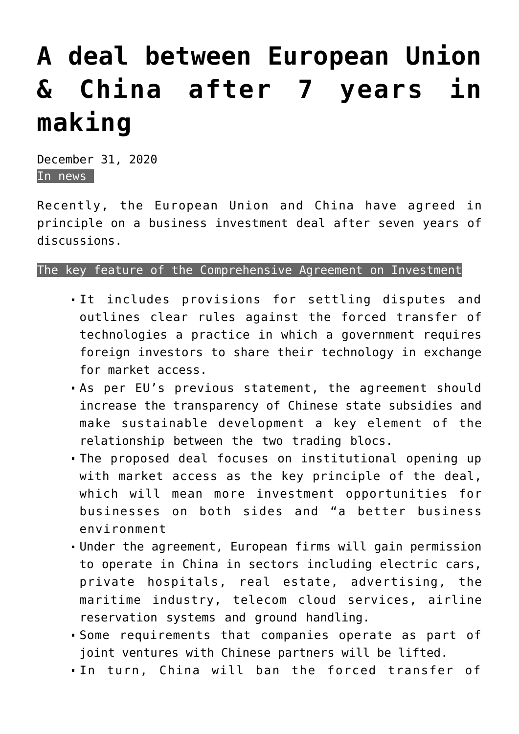# A deal between European Union & China after 7 years in making

December 31, 2020

In news

Recently, the European Union and China have agreed in principle on a business investment deal after seven years of discussions.

The key feature of the Comprehensive Agreement on Investment

- It includes provisions for settling disputes and outlines clear rules against the forced transfer of technologies a practice in which a government requires foreign investors to share their technology in exchange for market access.
- As per EU's previous statement, the agreement should increase the transparency of Chinese state subsidies and make sustainable development a key element of the relationship between the two trading blocs.
- The proposed deal focuses on institutional opening up with market access as the key principle of the deal, which will mean more investment opportunities for businesses on both sides and "a better business environment
- Under the agreement, European firms will gain permission to operate in China in sectors including electric cars, private hospitals, real estate, advertising, the maritime industry, telecom cloud services, airline reservation systems and ground handling.
- Some requirements that companies operate as part of joint ventures with Chinese partners will be lifted.
- In turn, China will ban the forced transfer of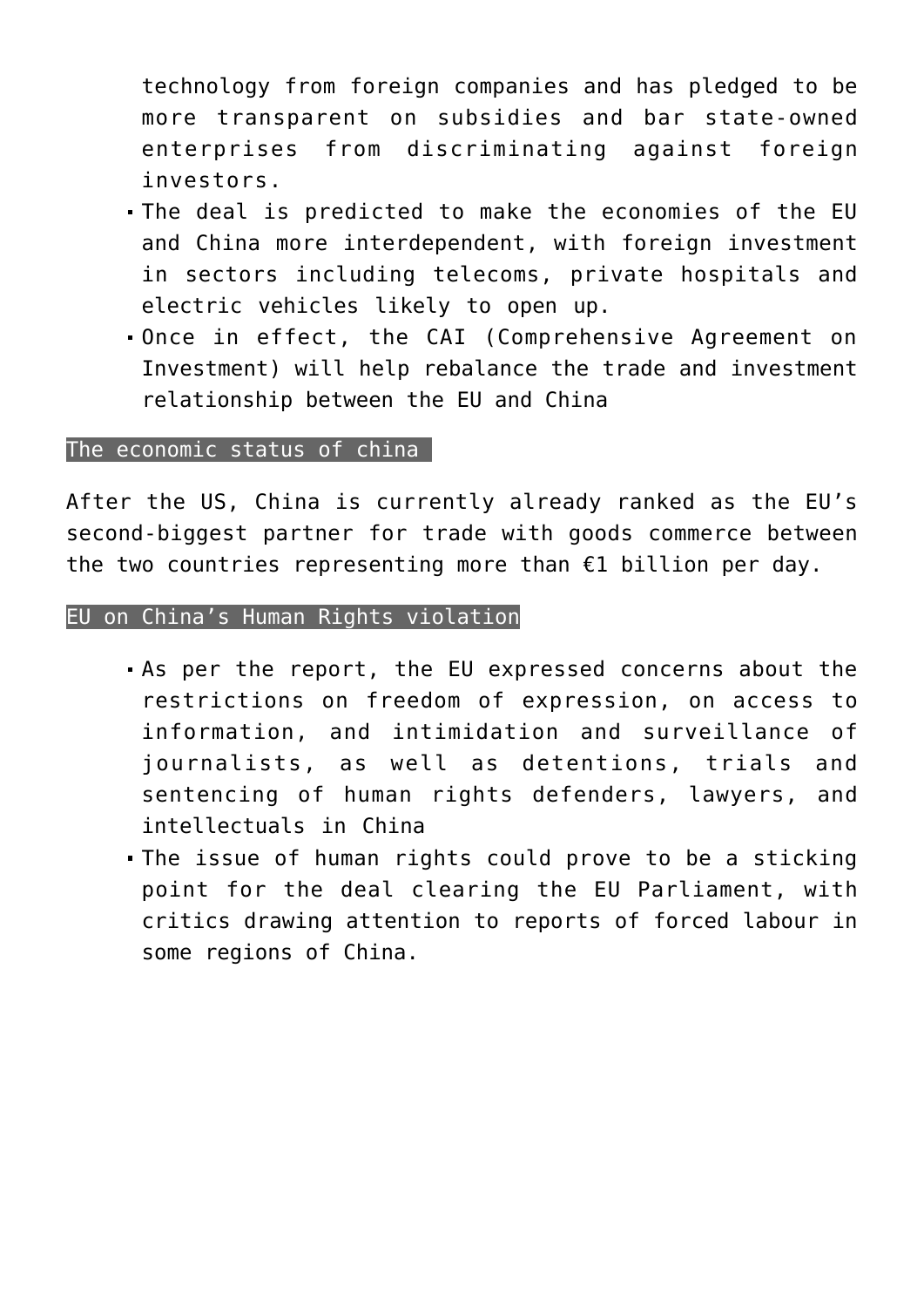- technology from foreign companies and has pledged to be more transparent on subsidies and bar state-owned enterprises from discriminating against foreign investors.
- The deal is predicted to make the economies of the EU and China more interdependent, with foreign investment in sectors including telecoms, private hospitals and electric vehicles likely to open up.
- Once in effect, the CAI (Comprehensive Agreement on Investment) will help rebalance the trade and investment relationship between the EU and China

## The economic status of china

After the US, China is currently already ranked as the EU's second-biggest partner for trade with goods commerce between the two countries representing more than €1 billion per day.

## EU on China's Human Rights violation

- As per the report, the EU expressed concerns about the restrictions on freedom of expression, on access to information, and intimidation and surveillance of journalists, as well as detentions, trials and sentencing of human rights defenders, lawyers, and intellectuals in China
- The issue of human rights could prove to be a sticking point for the deal clearing the EU Parliament, with critics drawing attention to reports of forced labour in some regions of China.